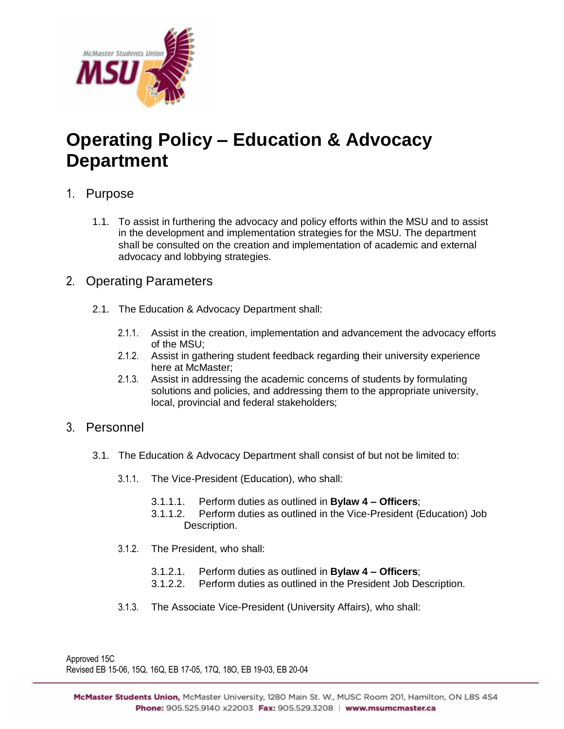# Operating Policy – Education & Advocacy Department

## 1. Purpose

1.1. To assist in furthering the advocacy and policy efforts within the MSU and to assist in the development and implementation strategies for the MSU. The department shall be consulted on the creation and implementation of academic and external advocacy and lobbying strategies.

## 2. Operating Parameters

2.1. The Education & Advocacy Department shall:

2.1.1. Assist in the creation, implementation and advancement the advocacy efforts of the MSU;

2.1.2. Assist in gathering student feedback regarding their university experience here at McMaster;

2.1.3. Assist in addressing the academic concerns of students by formulating solutions and policies, and addressing them to the appropriate university, local, provincial and federal stakeholders;

## 3. Personnel

3.1. The Education & Advocacy Department shall consist of but not be limited to:

3.1.1. The Vice-President (Education), who shall:

3.1.1.1. Perform duties as outlined in **Bylaw 4 – Officers**;

3.1.1.2. Perform duties as outlined in the Vice-President (Education) Job Description.

3.1.2. The President, who shall:

3.1.2.1. Perform duties as outlined in **Bylaw 4 – Officers**;

3.1.2.2. Perform duties as outlined in the President Job Description.

3.1.3. The Associate Vice-President (University Affairs), who shall:

Approved 15C
Revised EB 15-06, 15Q, 16Q, EB 17-05, 17Q, 18O, EB 19-03, EB 20-04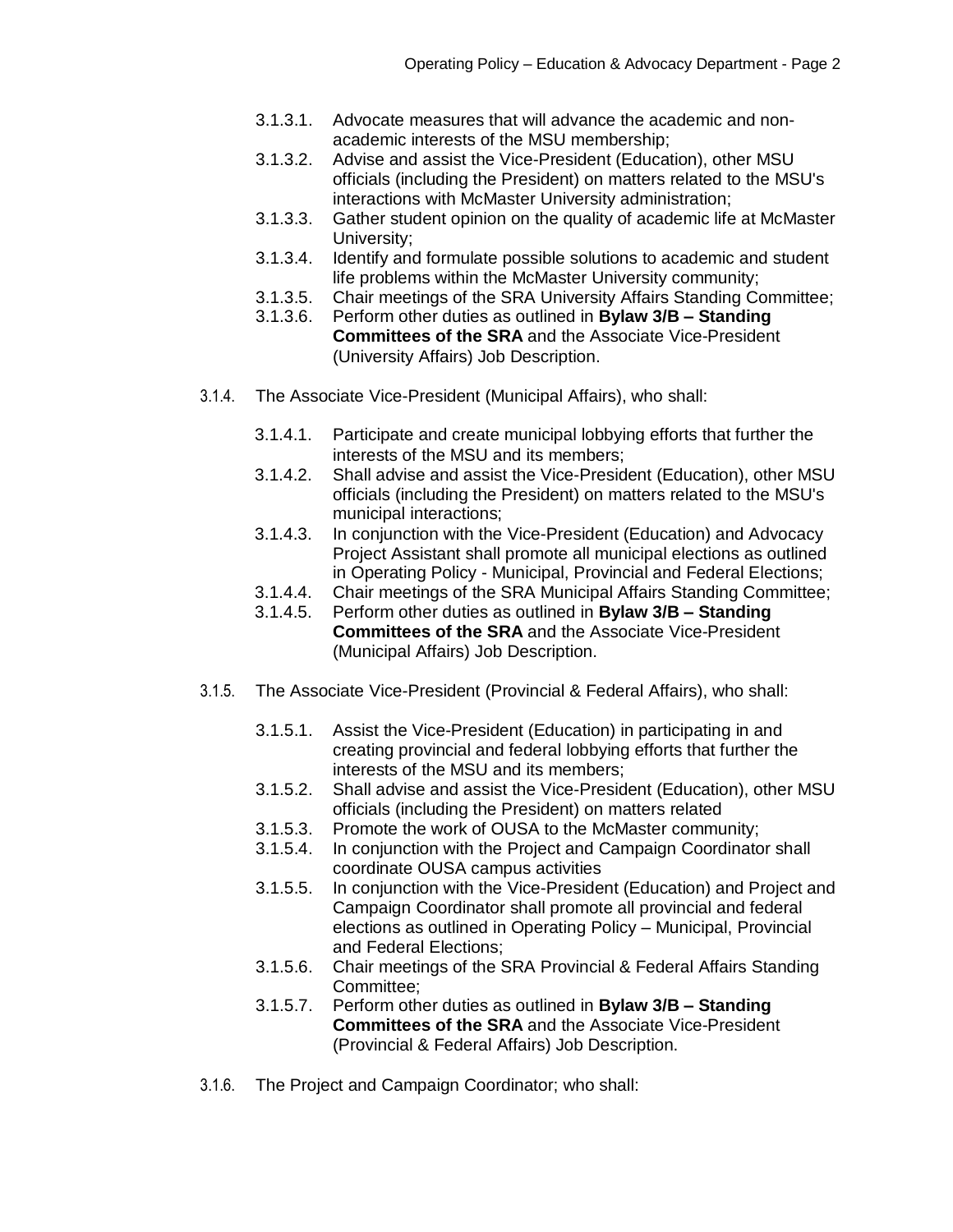- 3.1.3.1. Advocate measures that will advance the academic and non-academic interests of the MSU membership;
- 3.1.3.2. Advise and assist the Vice-President (Education), other MSU officials (including the President) on matters related to the MSU's interactions with McMaster University administration;
- 3.1.3.3. Gather student opinion on the quality of academic life at McMaster University;
- 3.1.3.4. Identify and formulate possible solutions to academic and student life problems within the McMaster University community;
- 3.1.3.5. Chair meetings of the SRA University Affairs Standing Committee;
- 3.1.3.6. Perform other duties as outlined in **Bylaw 3/B – Standing Committees of the SRA** and the Associate Vice-President (University Affairs) Job Description.

3.1.4. The Associate Vice-President (Municipal Affairs), who shall:

- 3.1.4.1. Participate and create municipal lobbying efforts that further the interests of the MSU and its members;
- 3.1.4.2. Shall advise and assist the Vice-President (Education), other MSU officials (including the President) on matters related to the MSU's municipal interactions;
- 3.1.4.3. In conjunction with the Vice-President (Education) and Advocacy Project Assistant shall promote all municipal elections as outlined in Operating Policy - Municipal, Provincial and Federal Elections;
- 3.1.4.4. Chair meetings of the SRA Municipal Affairs Standing Committee;
- 3.1.4.5. Perform other duties as outlined in **Bylaw 3/B – Standing Committees of the SRA** and the Associate Vice-President (Municipal Affairs) Job Description.

3.1.5. The Associate Vice-President (Provincial & Federal Affairs), who shall:

- 3.1.5.1. Assist the Vice-President (Education) in participating in and creating provincial and federal lobbying efforts that further the interests of the MSU and its members;
- 3.1.5.2. Shall advise and assist the Vice-President (Education), other MSU officials (including the President) on matters related
- 3.1.5.3. Promote the work of OUSA to the McMaster community;
- 3.1.5.4. In conjunction with the Project and Campaign Coordinator shall coordinate OUSA campus activities
- 3.1.5.5. In conjunction with the Vice-President (Education) and Project and Campaign Coordinator shall promote all provincial and federal elections as outlined in Operating Policy – Municipal, Provincial and Federal Elections;
- 3.1.5.6. Chair meetings of the SRA Provincial & Federal Affairs Standing Committee;
- 3.1.5.7. Perform other duties as outlined in **Bylaw 3/B – Standing Committees of the SRA** and the Associate Vice-President (Provincial & Federal Affairs) Job Description.

3.1.6. The Project and Campaign Coordinator; who shall: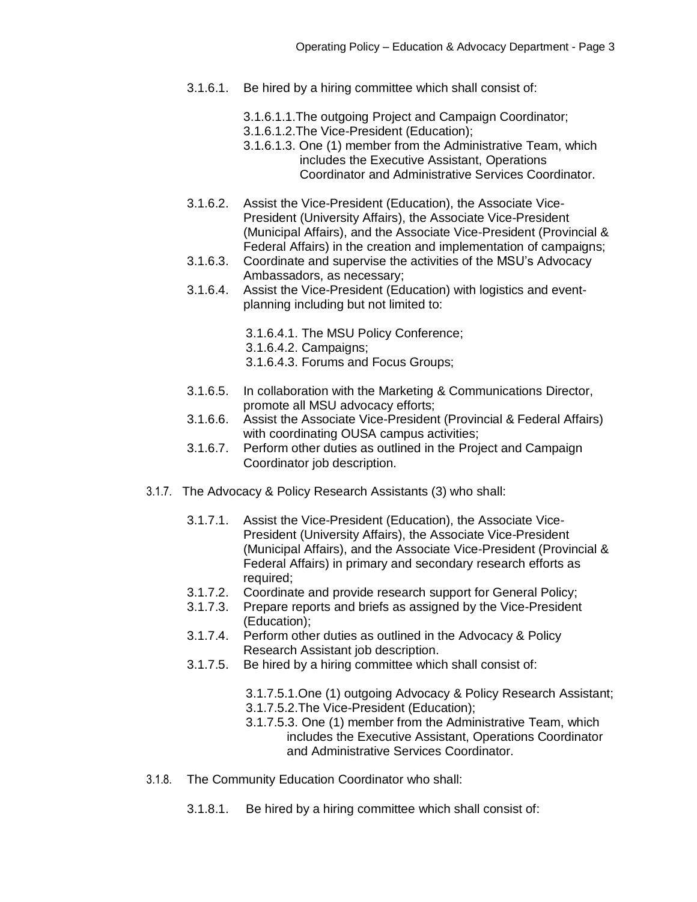3.1.6.1. Be hired by a hiring committee which shall consist of:

3.1.6.1.1. The outgoing Project and Campaign Coordinator;
3.1.6.1.2. The Vice-President (Education);
3.1.6.1.3. One (1) member from the Administrative Team, which includes the Executive Assistant, Operations Coordinator and Administrative Services Coordinator.

3.1.6.2. Assist the Vice-President (Education), the Associate Vice-President (University Affairs), the Associate Vice-President (Municipal Affairs), and the Associate Vice-President (Provincial & Federal Affairs) in the creation and implementation of campaigns;
3.1.6.3. Coordinate and supervise the activities of the MSU's Advocacy Ambassadors, as necessary;
3.1.6.4. Assist the Vice-President (Education) with logistics and event-planning including but not limited to:

3.1.6.4.1. The MSU Policy Conference;
3.1.6.4.2. Campaigns;
3.1.6.4.3. Forums and Focus Groups;

3.1.6.5. In collaboration with the Marketing & Communications Director, promote all MSU advocacy efforts;
3.1.6.6. Assist the Associate Vice-President (Provincial & Federal Affairs) with coordinating OUSA campus activities;
3.1.6.7. Perform other duties as outlined in the Project and Campaign Coordinator job description.

3.1.7. The Advocacy & Policy Research Assistants (3) who shall:

3.1.7.1. Assist the Vice-President (Education), the Associate Vice-President (University Affairs), the Associate Vice-President (Municipal Affairs), and the Associate Vice-President (Provincial & Federal Affairs) in primary and secondary research efforts as required;
3.1.7.2. Coordinate and provide research support for General Policy;
3.1.7.3. Prepare reports and briefs as assigned by the Vice-President (Education);
3.1.7.4. Perform other duties as outlined in the Advocacy & Policy Research Assistant job description.
3.1.7.5. Be hired by a hiring committee which shall consist of:

3.1.7.5.1. One (1) outgoing Advocacy & Policy Research Assistant;
3.1.7.5.2. The Vice-President (Education);
3.1.7.5.3. One (1) member from the Administrative Team, which includes the Executive Assistant, Operations Coordinator and Administrative Services Coordinator.

3.1.8. The Community Education Coordinator who shall:

3.1.8.1. Be hired by a hiring committee which shall consist of: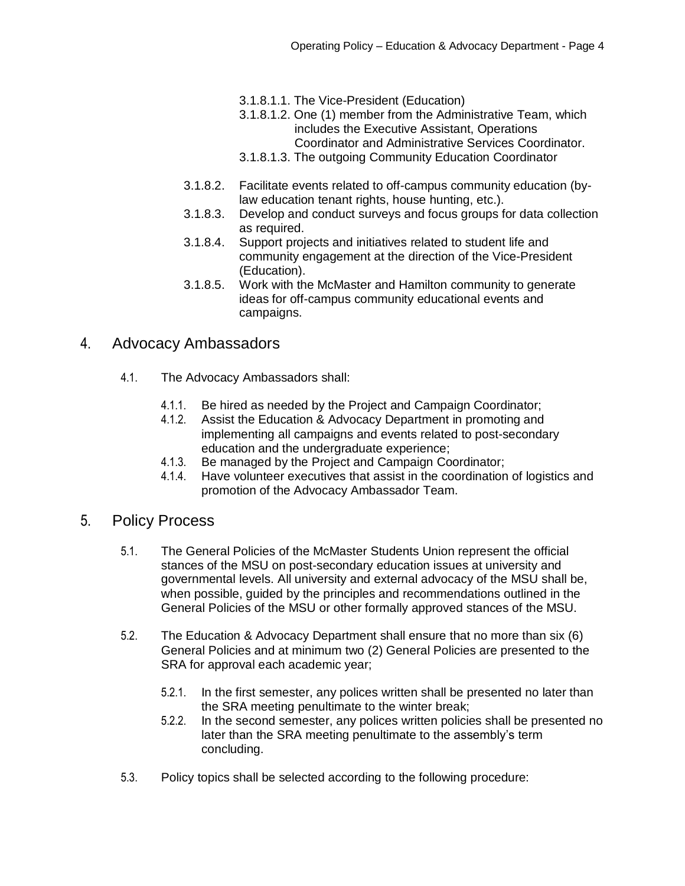3.1.8.1.1. The Vice-President (Education)

3.1.8.1.2. One (1) member from the Administrative Team, which includes the Executive Assistant, Operations Coordinator and Administrative Services Coordinator.

3.1.8.1.3. The outgoing Community Education Coordinator

3.1.8.2. Facilitate events related to off-campus community education (by-law education tenant rights, house hunting, etc.).

3.1.8.3. Develop and conduct surveys and focus groups for data collection as required.

3.1.8.4. Support projects and initiatives related to student life and community engagement at the direction of the Vice-President (Education).

3.1.8.5. Work with the McMaster and Hamilton community to generate ideas for off-campus community educational events and campaigns.

## 4. Advocacy Ambassadors

4.1. The Advocacy Ambassadors shall:

4.1.1. Be hired as needed by the Project and Campaign Coordinator;

4.1.2. Assist the Education & Advocacy Department in promoting and implementing all campaigns and events related to post-secondary education and the undergraduate experience;

4.1.3. Be managed by the Project and Campaign Coordinator;

4.1.4. Have volunteer executives that assist in the coordination of logistics and promotion of the Advocacy Ambassador Team.

## 5. Policy Process

5.1. The General Policies of the McMaster Students Union represent the official stances of the MSU on post-secondary education issues at university and governmental levels. All university and external advocacy of the MSU shall be, when possible, guided by the principles and recommendations outlined in the General Policies of the MSU or other formally approved stances of the MSU.

5.2. The Education & Advocacy Department shall ensure that no more than six (6) General Policies and at minimum two (2) General Policies are presented to the SRA for approval each academic year;

5.2.1. In the first semester, any polices written shall be presented no later than the SRA meeting penultimate to the winter break;

5.2.2. In the second semester, any polices written policies shall be presented no later than the SRA meeting penultimate to the assembly's term concluding.

5.3. Policy topics shall be selected according to the following procedure: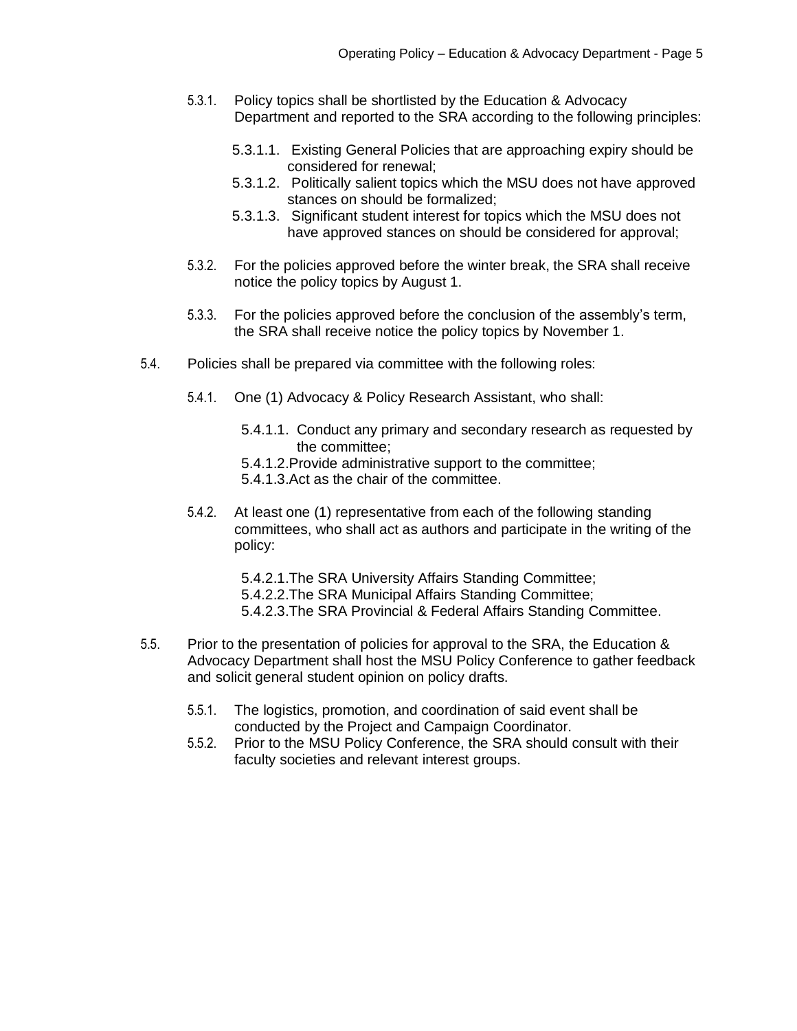5.3.1. Policy topics shall be shortlisted by the Education & Advocacy Department and reported to the SRA according to the following principles:

   5.3.1.1. Existing General Policies that are approaching expiry should be considered for renewal;
   5.3.1.2. Politically salient topics which the MSU does not have approved stances on should be formalized;
   5.3.1.3. Significant student interest for topics which the MSU does not have approved stances on should be considered for approval;

5.3.2. For the policies approved before the winter break, the SRA shall receive notice the policy topics by August 1.

5.3.3. For the policies approved before the conclusion of the assembly's term, the SRA shall receive notice the policy topics by November 1.

5.4. Policies shall be prepared via committee with the following roles:

5.4.1. One (1) Advocacy & Policy Research Assistant, who shall:

   5.4.1.1. Conduct any primary and secondary research as requested by the committee;
   5.4.1.2. Provide administrative support to the committee;
   5.4.1.3. Act as the chair of the committee.

5.4.2. At least one (1) representative from each of the following standing committees, who shall act as authors and participate in the writing of the policy:

   5.4.2.1. The SRA University Affairs Standing Committee;
   5.4.2.2. The SRA Municipal Affairs Standing Committee;
   5.4.2.3. The SRA Provincial & Federal Affairs Standing Committee.

5.5. Prior to the presentation of policies for approval to the SRA, the Education & Advocacy Department shall host the MSU Policy Conference to gather feedback and solicit general student opinion on policy drafts.

5.5.1. The logistics, promotion, and coordination of said event shall be conducted by the Project and Campaign Coordinator.
5.5.2. Prior to the MSU Policy Conference, the SRA should consult with their faculty societies and relevant interest groups.